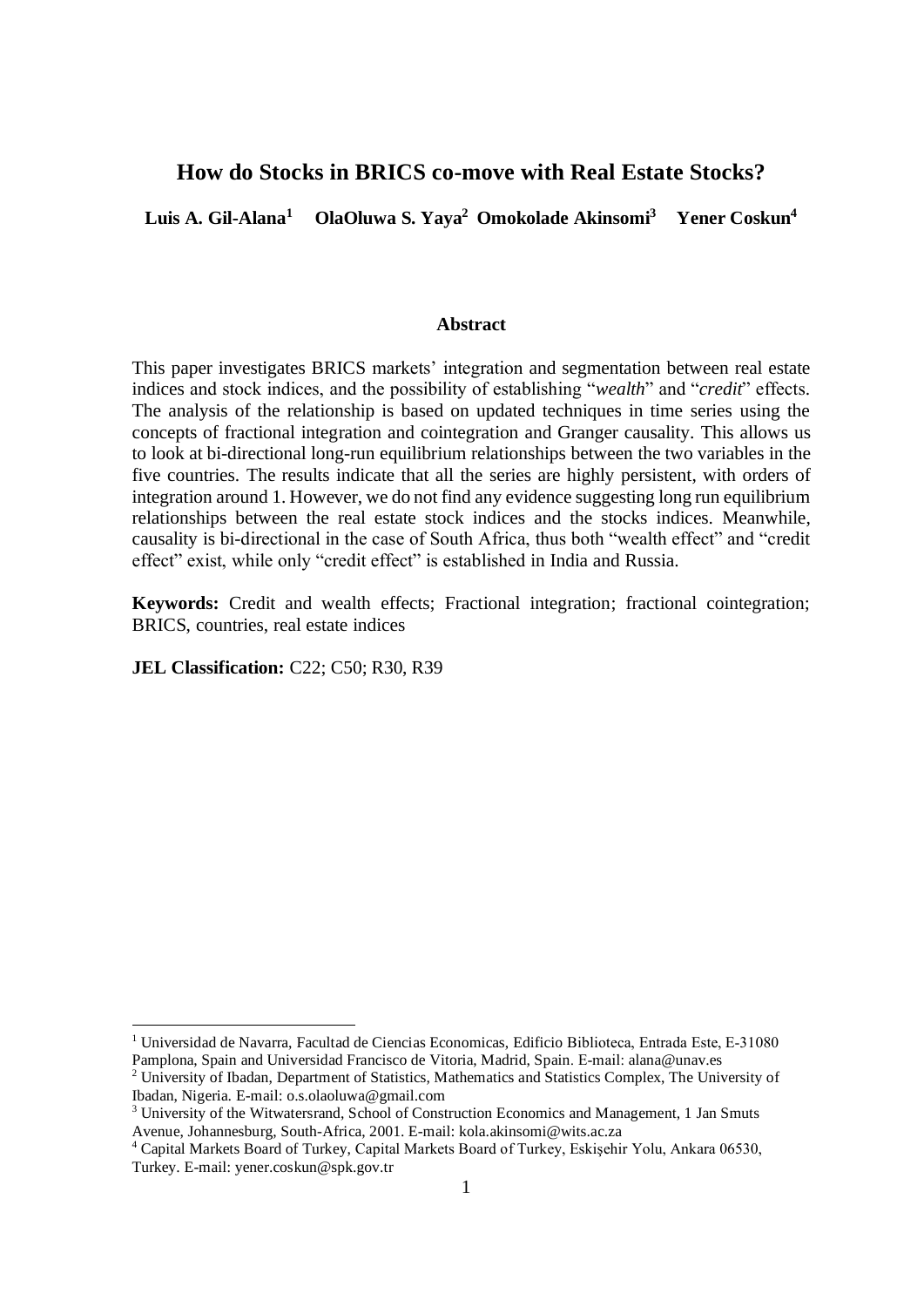# How do Stocks in BRICS co-move with Real Estate Stocks?

**Luis A. Gil-Alana[1] OlaOluwa S. Yaya[2] Omokolade Akinsomi[3] Yener Coskun[4]**

## Abstract

This paper investigates BRICS markets' integration and segmentation between real estate indices and stock indices, and the possibility of establishing "*wealth*" and "*credit*" effects. The analysis of the relationship is based on updated techniques in time series using the concepts of fractional integration and cointegration and Granger causality. This allows us to look at bi-directional long-run equilibrium relationships between the two variables in the five countries. The results indicate that all the series are highly persistent, with orders of integration around 1. However, we do not find any evidence suggesting long run equilibrium relationships between the real estate stock indices and the stocks indices. Meanwhile, causality is bi-directional in the case of South Africa, thus both "wealth effect" and "credit effect" exist, while only "credit effect" is established in India and Russia.

**Keywords:** Credit and wealth effects; Fractional integration; fractional cointegration; BRICS, countries, real estate indices

**JEL Classification:** C22; C50; R30, R39

---

[1] Universidad de Navarra, Facultad de Ciencias Economicas, Edificio Biblioteca, Entrada Este, E-31080 Pamplona, Spain and Universidad Francisco de Vitoria, Madrid, Spain. E-mail: alana@unav.es

[2] University of Ibadan, Department of Statistics, Mathematics and Statistics Complex, The University of Ibadan, Nigeria. E-mail: o.s.olaoluwa@gmail.com

[3] University of the Witwatersrand, School of Construction Economics and Management, 1 Jan Smuts Avenue, Johannesburg, South-Africa, 2001. E-mail: kola.akinsomi@wits.ac.za

[4] Capital Markets Board of Turkey, Capital Markets Board of Turkey, Eskişehir Yolu, Ankara 06530, Turkey. E-mail: yener.coskun@spk.gov.tr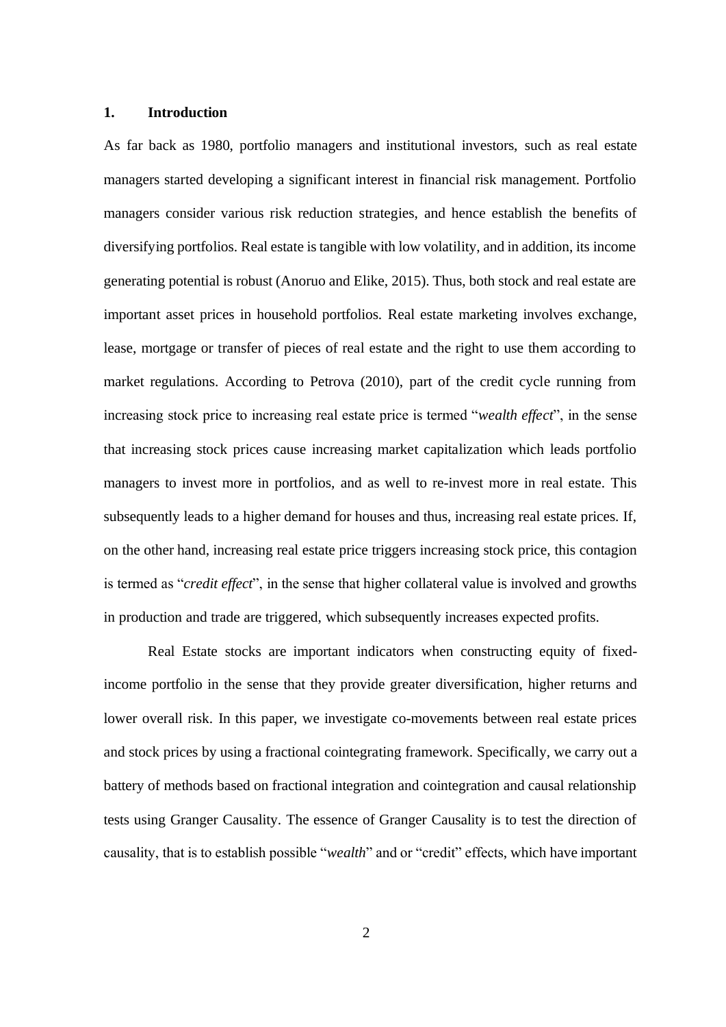## 1. Introduction

As far back as 1980, portfolio managers and institutional investors, such as real estate managers started developing a significant interest in financial risk management. Portfolio managers consider various risk reduction strategies, and hence establish the benefits of diversifying portfolios. Real estate is tangible with low volatility, and in addition, its income generating potential is robust (Anoruo and Elike, 2015). Thus, both stock and real estate are important asset prices in household portfolios. Real estate marketing involves exchange, lease, mortgage or transfer of pieces of real estate and the right to use them according to market regulations. According to Petrova (2010), part of the credit cycle running from increasing stock price to increasing real estate price is termed "*wealth effect*", in the sense that increasing stock prices cause increasing market capitalization which leads portfolio managers to invest more in portfolios, and as well to re-invest more in real estate. This subsequently leads to a higher demand for houses and thus, increasing real estate prices. If, on the other hand, increasing real estate price triggers increasing stock price, this contagion is termed as "*credit effect*", in the sense that higher collateral value is involved and growths in production and trade are triggered, which subsequently increases expected profits.

Real Estate stocks are important indicators when constructing equity of fixed-income portfolio in the sense that they provide greater diversification, higher returns and lower overall risk. In this paper, we investigate co-movements between real estate prices and stock prices by using a fractional cointegrating framework. Specifically, we carry out a battery of methods based on fractional integration and cointegration and causal relationship tests using Granger Causality. The essence of Granger Causality is to test the direction of causality, that is to establish possible "*wealth*" and or "credit" effects, which have important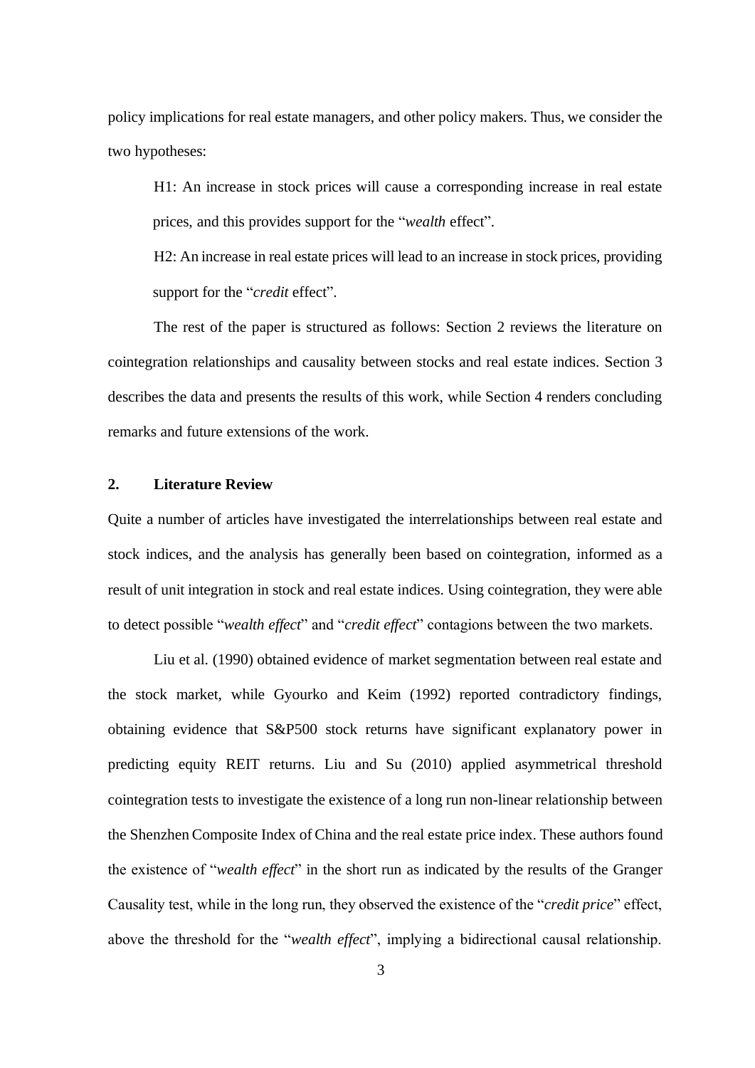policy implications for real estate managers, and other policy makers. Thus, we consider the two hypotheses:

H1: An increase in stock prices will cause a corresponding increase in real estate prices, and this provides support for the "*wealth* effect".

H2: An increase in real estate prices will lead to an increase in stock prices, providing support for the "*credit* effect".

The rest of the paper is structured as follows: Section 2 reviews the literature on cointegration relationships and causality between stocks and real estate indices. Section 3 describes the data and presents the results of this work, while Section 4 renders concluding remarks and future extensions of the work.

## 2. Literature Review

Quite a number of articles have investigated the interrelationships between real estate and stock indices, and the analysis has generally been based on cointegration, informed as a result of unit integration in stock and real estate indices. Using cointegration, they were able to detect possible "*wealth effect*" and "*credit effect*" contagions between the two markets.

Liu et al. (1990) obtained evidence of market segmentation between real estate and the stock market, while Gyourko and Keim (1992) reported contradictory findings, obtaining evidence that S&P500 stock returns have significant explanatory power in predicting equity REIT returns. Liu and Su (2010) applied asymmetrical threshold cointegration tests to investigate the existence of a long run non-linear relationship between the Shenzhen Composite Index of China and the real estate price index. These authors found the existence of "*wealth effect*" in the short run as indicated by the results of the Granger Causality test, while in the long run, they observed the existence of the "*credit price*" effect, above the threshold for the "*wealth effect*", implying a bidirectional causal relationship.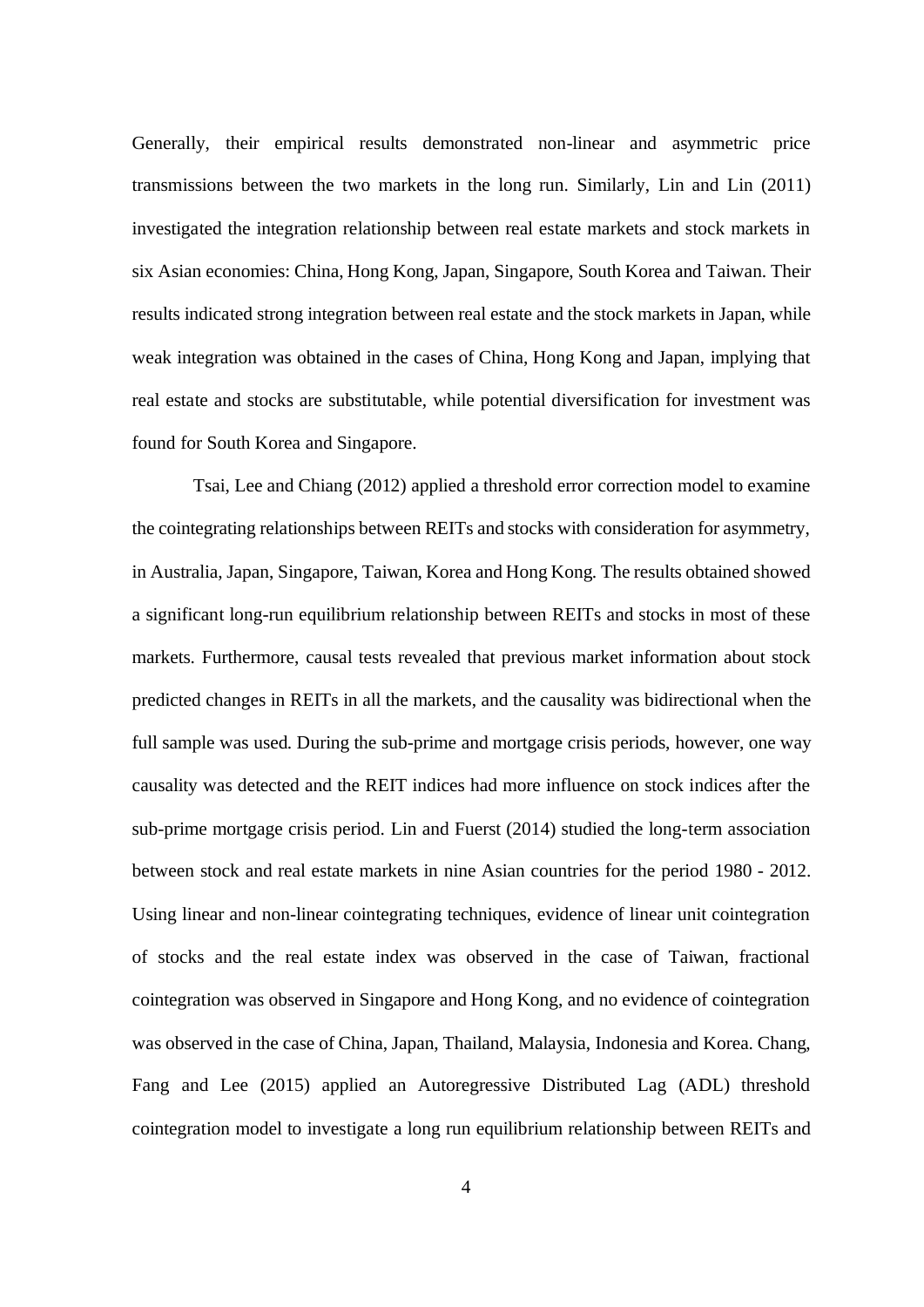Generally, their empirical results demonstrated non-linear and asymmetric price transmissions between the two markets in the long run. Similarly, Lin and Lin (2011) investigated the integration relationship between real estate markets and stock markets in six Asian economies: China, Hong Kong, Japan, Singapore, South Korea and Taiwan. Their results indicated strong integration between real estate and the stock markets in Japan, while weak integration was obtained in the cases of China, Hong Kong and Japan, implying that real estate and stocks are substitutable, while potential diversification for investment was found for South Korea and Singapore.

Tsai, Lee and Chiang (2012) applied a threshold error correction model to examine the cointegrating relationships between REITs and stocks with consideration for asymmetry, in Australia, Japan, Singapore, Taiwan, Korea and Hong Kong. The results obtained showed a significant long-run equilibrium relationship between REITs and stocks in most of these markets. Furthermore, causal tests revealed that previous market information about stock predicted changes in REITs in all the markets, and the causality was bidirectional when the full sample was used. During the sub-prime and mortgage crisis periods, however, one way causality was detected and the REIT indices had more influence on stock indices after the sub-prime mortgage crisis period. Lin and Fuerst (2014) studied the long-term association between stock and real estate markets in nine Asian countries for the period 1980 - 2012. Using linear and non-linear cointegrating techniques, evidence of linear unit cointegration of stocks and the real estate index was observed in the case of Taiwan, fractional cointegration was observed in Singapore and Hong Kong, and no evidence of cointegration was observed in the case of China, Japan, Thailand, Malaysia, Indonesia and Korea. Chang, Fang and Lee (2015) applied an Autoregressive Distributed Lag (ADL) threshold cointegration model to investigate a long run equilibrium relationship between REITs and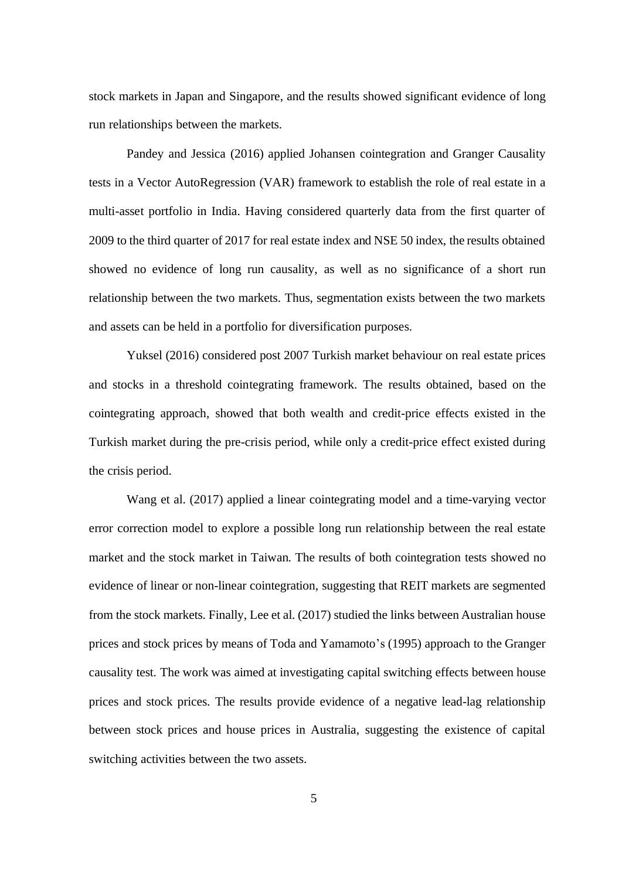stock markets in Japan and Singapore, and the results showed significant evidence of long run relationships between the markets.

Pandey and Jessica (2016) applied Johansen cointegration and Granger Causality tests in a Vector AutoRegression (VAR) framework to establish the role of real estate in a multi-asset portfolio in India. Having considered quarterly data from the first quarter of 2009 to the third quarter of 2017 for real estate index and NSE 50 index, the results obtained showed no evidence of long run causality, as well as no significance of a short run relationship between the two markets. Thus, segmentation exists between the two markets and assets can be held in a portfolio for diversification purposes.

Yuksel (2016) considered post 2007 Turkish market behaviour on real estate prices and stocks in a threshold cointegrating framework. The results obtained, based on the cointegrating approach, showed that both wealth and credit-price effects existed in the Turkish market during the pre-crisis period, while only a credit-price effect existed during the crisis period.

Wang et al. (2017) applied a linear cointegrating model and a time-varying vector error correction model to explore a possible long run relationship between the real estate market and the stock market in Taiwan. The results of both cointegration tests showed no evidence of linear or non-linear cointegration, suggesting that REIT markets are segmented from the stock markets. Finally, Lee et al. (2017) studied the links between Australian house prices and stock prices by means of Toda and Yamamoto's (1995) approach to the Granger causality test. The work was aimed at investigating capital switching effects between house prices and stock prices. The results provide evidence of a negative lead-lag relationship between stock prices and house prices in Australia, suggesting the existence of capital switching activities between the two assets.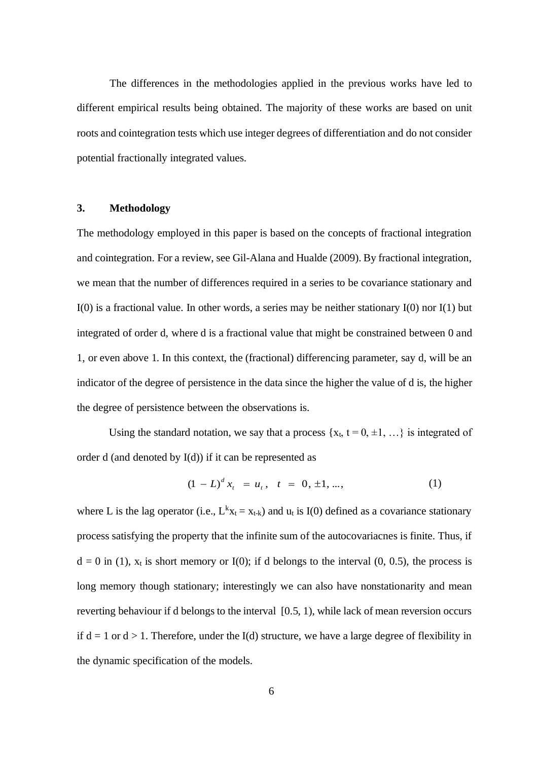The differences in the methodologies applied in the previous works have led to different empirical results being obtained. The majority of these works are based on unit roots and cointegration tests which use integer degrees of differentiation and do not consider potential fractionally integrated values.

## 3. Methodology

The methodology employed in this paper is based on the concepts of fractional integration and cointegration. For a review, see Gil-Alana and Hualde (2009). By fractional integration, we mean that the number of differences required in a series to be covariance stationary and I(0) is a fractional value. In other words, a series may be neither stationary I(0) nor I(1) but integrated of order d, where d is a fractional value that might be constrained between 0 and 1, or even above 1. In this context, the (fractional) differencing parameter, say d, will be an indicator of the degree of persistence in the data since the higher the value of d is, the higher the degree of persistence between the observations is.

Using the standard notation, we say that a process $\{x_t, t = 0, \pm 1, \ldots\}$ is integrated of order d (and denoted by I(d)) if it can be represented as

$$(1 - L)^d x_t = u_t, \quad t = 0, \pm 1, \ldots, \tag{1}$$

where L is the lag operator (i.e., $L^k x_t = x_{t-k}$) and $u_t$ is I(0) defined as a covariance stationary process satisfying the property that the infinite sum of the autocovariacnes is finite. Thus, if $d = 0$ in (1), $x_t$ is short memory or I(0); if d belongs to the interval (0, 0.5), the process is long memory though stationary; interestingly we can also have nonstationarity and mean reverting behaviour if d belongs to the interval [0.5, 1), while lack of mean reversion occurs if $d = 1$ or $d > 1$. Therefore, under the I(d) structure, we have a large degree of flexibility in the dynamic specification of the models.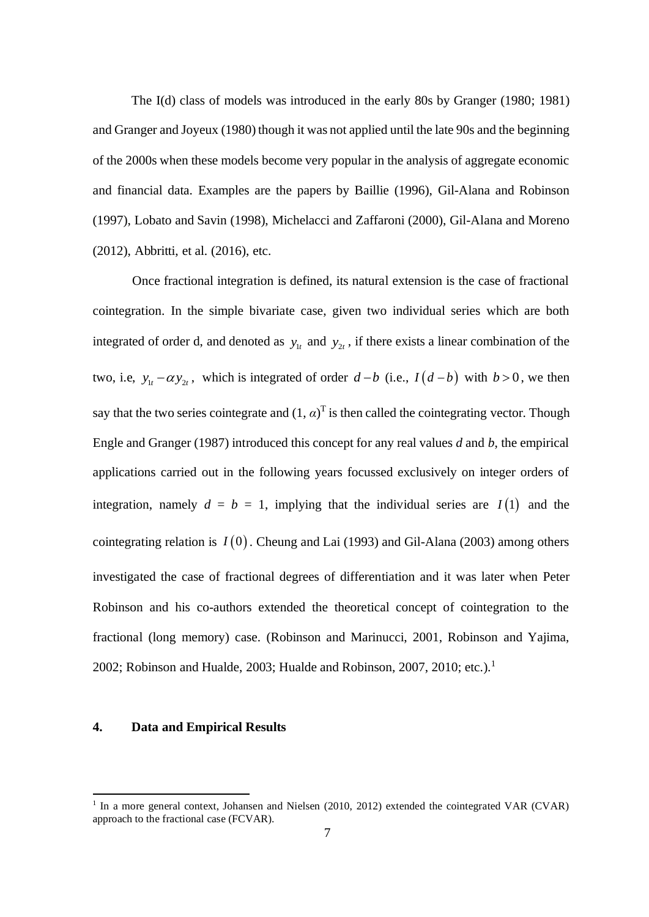The I(d) class of models was introduced in the early 80s by Granger (1980; 1981) and Granger and Joyeux (1980) though it was not applied until the late 90s and the beginning of the 2000s when these models become very popular in the analysis of aggregate economic and financial data. Examples are the papers by Baillie (1996), Gil-Alana and Robinson (1997), Lobato and Savin (1998), Michelacci and Zaffaroni (2000), Gil-Alana and Moreno (2012), Abbritti, et al. (2016), etc.

Once fractional integration is defined, its natural extension is the case of fractional cointegration. In the simple bivariate case, given two individual series which are both integrated of order d, and denoted as $y_{1t}$ and $y_{2t}$, if there exists a linear combination of the two, i.e, $y_{1t} - \alpha y_{2t}$, which is integrated of order $d - b$ (i.e., $I(d-b)$ with $b > 0$, we then say that the two series cointegrate and $(1, \alpha)^{T}$ is then called the cointegrating vector. Though Engle and Granger (1987) introduced this concept for any real values *d* and *b*, the empirical applications carried out in the following years focussed exclusively on integer orders of integration, namely $d = b = 1$, implying that the individual series are $I(1)$ and the cointegrating relation is $I(0)$. Cheung and Lai (1993) and Gil-Alana (2003) among others investigated the case of fractional degrees of differentiation and it was later when Peter Robinson and his co-authors extended the theoretical concept of cointegration to the fractional (long memory) case. (Robinson and Marinucci, 2001, Robinson and Yajima, 2002; Robinson and Hualde, 2003; Hualde and Robinson, 2007, 2010; etc.).[1]

## 4. Data and Empirical Results

[1] In a more general context, Johansen and Nielsen (2010, 2012) extended the cointegrated VAR (CVAR) approach to the fractional case (FCVAR).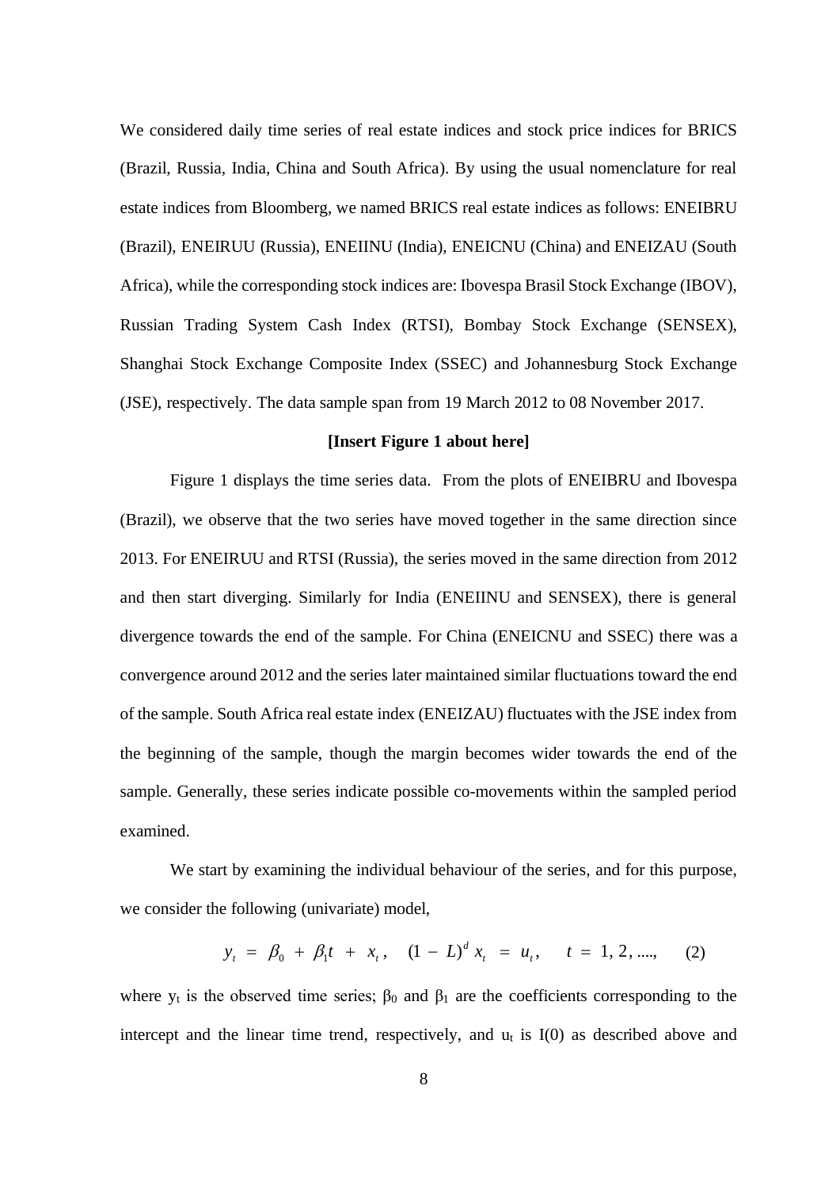We considered daily time series of real estate indices and stock price indices for BRICS (Brazil, Russia, India, China and South Africa). By using the usual nomenclature for real estate indices from Bloomberg, we named BRICS real estate indices as follows: ENEIBRU (Brazil), ENEIRUU (Russia), ENEIINU (India), ENEICNU (China) and ENEIZAU (South Africa), while the corresponding stock indices are: Ibovespa Brasil Stock Exchange (IBOV), Russian Trading System Cash Index (RTSI), Bombay Stock Exchange (SENSEX), Shanghai Stock Exchange Composite Index (SSEC) and Johannesburg Stock Exchange (JSE), respectively. The data sample span from 19 March 2012 to 08 November 2017.

**[Insert Figure 1 about here]**

Figure 1 displays the time series data. From the plots of ENEIBRU and Ibovespa (Brazil), we observe that the two series have moved together in the same direction since 2013. For ENEIRUU and RTSI (Russia), the series moved in the same direction from 2012 and then start diverging. Similarly for India (ENEIINU and SENSEX), there is general divergence towards the end of the sample. For China (ENEICNU and SSEC) there was a convergence around 2012 and the series later maintained similar fluctuations toward the end of the sample. South Africa real estate index (ENEIZAU) fluctuates with the JSE index from the beginning of the sample, though the margin becomes wider towards the end of the sample. Generally, these series indicate possible co-movements within the sampled period examined.

We start by examining the individual behaviour of the series, and for this purpose, we consider the following (univariate) model,

$$y_t = \beta_0 + \beta_1 t + x_t, \quad (1 - L)^d x_t = u_t, \quad t = 1, 2, ...., \qquad (2)$$

where $y_t$ is the observed time series; $\beta_0$ and $\beta_1$ are the coefficients corresponding to the intercept and the linear time trend, respectively, and $u_t$ is I(0) as described above and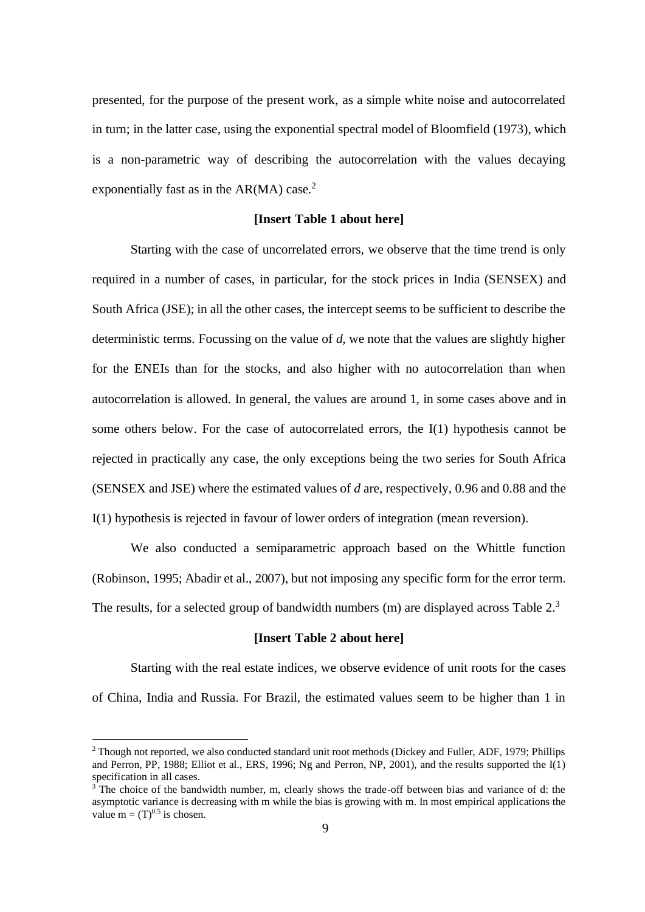presented, for the purpose of the present work, as a simple white noise and autocorrelated in turn; in the latter case, using the exponential spectral model of Bloomfield (1973), which is a non-parametric way of describing the autocorrelation with the values decaying exponentially fast as in the AR(MA) case.[2]

**[Insert Table 1 about here]**

Starting with the case of uncorrelated errors, we observe that the time trend is only required in a number of cases, in particular, for the stock prices in India (SENSEX) and South Africa (JSE); in all the other cases, the intercept seems to be sufficient to describe the deterministic terms. Focussing on the value of *d*, we note that the values are slightly higher for the ENEIs than for the stocks, and also higher with no autocorrelation than when autocorrelation is allowed. In general, the values are around 1, in some cases above and in some others below. For the case of autocorrelated errors, the I(1) hypothesis cannot be rejected in practically any case, the only exceptions being the two series for South Africa (SENSEX and JSE) where the estimated values of *d* are, respectively, 0.96 and 0.88 and the I(1) hypothesis is rejected in favour of lower orders of integration (mean reversion).

We also conducted a semiparametric approach based on the Whittle function (Robinson, 1995; Abadir et al., 2007), but not imposing any specific form for the error term. The results, for a selected group of bandwidth numbers (m) are displayed across Table 2.[3]

**[Insert Table 2 about here]**

Starting with the real estate indices, we observe evidence of unit roots for the cases of China, India and Russia. For Brazil, the estimated values seem to be higher than 1 in

---

[2] Though not reported, we also conducted standard unit root methods (Dickey and Fuller, ADF, 1979; Phillips and Perron, PP, 1988; Elliot et al., ERS, 1996; Ng and Perron, NP, 2001), and the results supported the I(1) specification in all cases.

[3] The choice of the bandwidth number, m, clearly shows the trade-off between bias and variance of d: the asymptotic variance is decreasing with m while the bias is growing with m. In most empirical applications the value $m = (T)^{0.5}$ is chosen.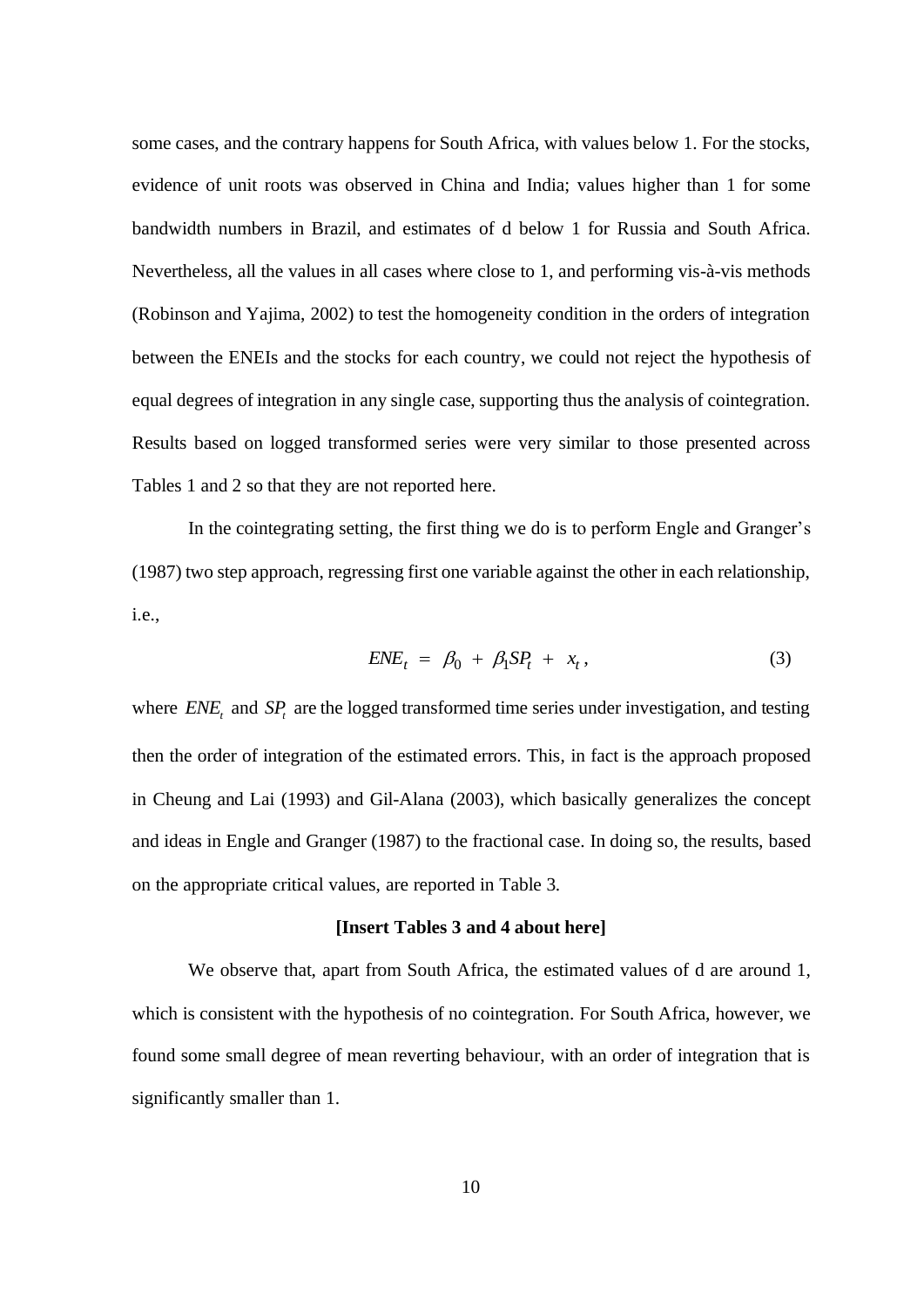some cases, and the contrary happens for South Africa, with values below 1. For the stocks, evidence of unit roots was observed in China and India; values higher than 1 for some bandwidth numbers in Brazil, and estimates of d below 1 for Russia and South Africa. Nevertheless, all the values in all cases where close to 1, and performing vis-à-vis methods (Robinson and Yajima, 2002) to test the homogeneity condition in the orders of integration between the ENEIs and the stocks for each country, we could not reject the hypothesis of equal degrees of integration in any single case, supporting thus the analysis of cointegration. Results based on logged transformed series were very similar to those presented across Tables 1 and 2 so that they are not reported here.

In the cointegrating setting, the first thing we do is to perform Engle and Granger's (1987) two step approach, regressing first one variable against the other in each relationship, i.e.,

$$ENE_t \;=\; \beta_0 \;+\; \beta_1 SP_t \;+\; x_t\,, \tag{3}$$

where $ENE_t$ and $SP_t$ are the logged transformed time series under investigation, and testing then the order of integration of the estimated errors. This, in fact is the approach proposed in Cheung and Lai (1993) and Gil-Alana (2003), which basically generalizes the concept and ideas in Engle and Granger (1987) to the fractional case. In doing so, the results, based on the appropriate critical values, are reported in Table 3.

**[Insert Tables 3 and 4 about here]**

We observe that, apart from South Africa, the estimated values of d are around 1, which is consistent with the hypothesis of no cointegration. For South Africa, however, we found some small degree of mean reverting behaviour, with an order of integration that is significantly smaller than 1.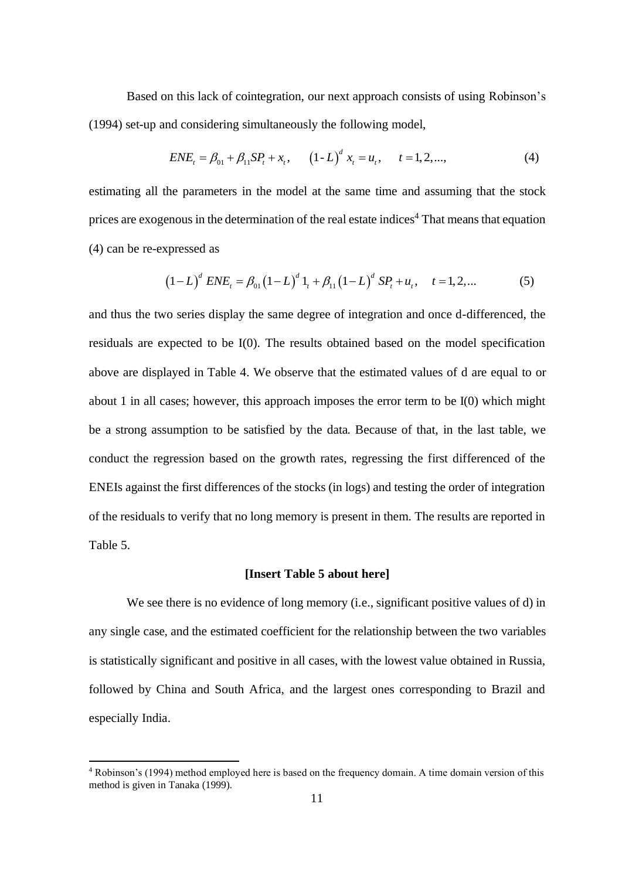Based on this lack of cointegration, our next approach consists of using Robinson's (1994) set-up and considering simultaneously the following model,

$$ENE_t = \beta_{01} + \beta_{11} SP_t + x_t, \qquad (1 - L)^d \, x_t = u_t, \qquad t = 1, 2, ..., \tag{4}$$

estimating all the parameters in the model at the same time and assuming that the stock prices are exogenous in the determination of the real estate indices[4] That means that equation (4) can be re-expressed as

$$(1-L)^d \, ENE_t = \beta_{01} (1-L)^d \, 1_t + \beta_{11} (1-L)^d \, SP_t + u_t, \quad t = 1, 2, ... \tag{5}$$

and thus the two series display the same degree of integration and once d-differenced, the residuals are expected to be I(0). The results obtained based on the model specification above are displayed in Table 4. We observe that the estimated values of d are equal to or about 1 in all cases; however, this approach imposes the error term to be I(0) which might be a strong assumption to be satisfied by the data. Because of that, in the last table, we conduct the regression based on the growth rates, regressing the first differenced of the ENEIs against the first differences of the stocks (in logs) and testing the order of integration of the residuals to verify that no long memory is present in them. The results are reported in Table 5.

**[Insert Table 5 about here]**

We see there is no evidence of long memory (i.e., significant positive values of d) in any single case, and the estimated coefficient for the relationship between the two variables is statistically significant and positive in all cases, with the lowest value obtained in Russia, followed by China and South Africa, and the largest ones corresponding to Brazil and especially India.

---

[4] Robinson's (1994) method employed here is based on the frequency domain. A time domain version of this method is given in Tanaka (1999).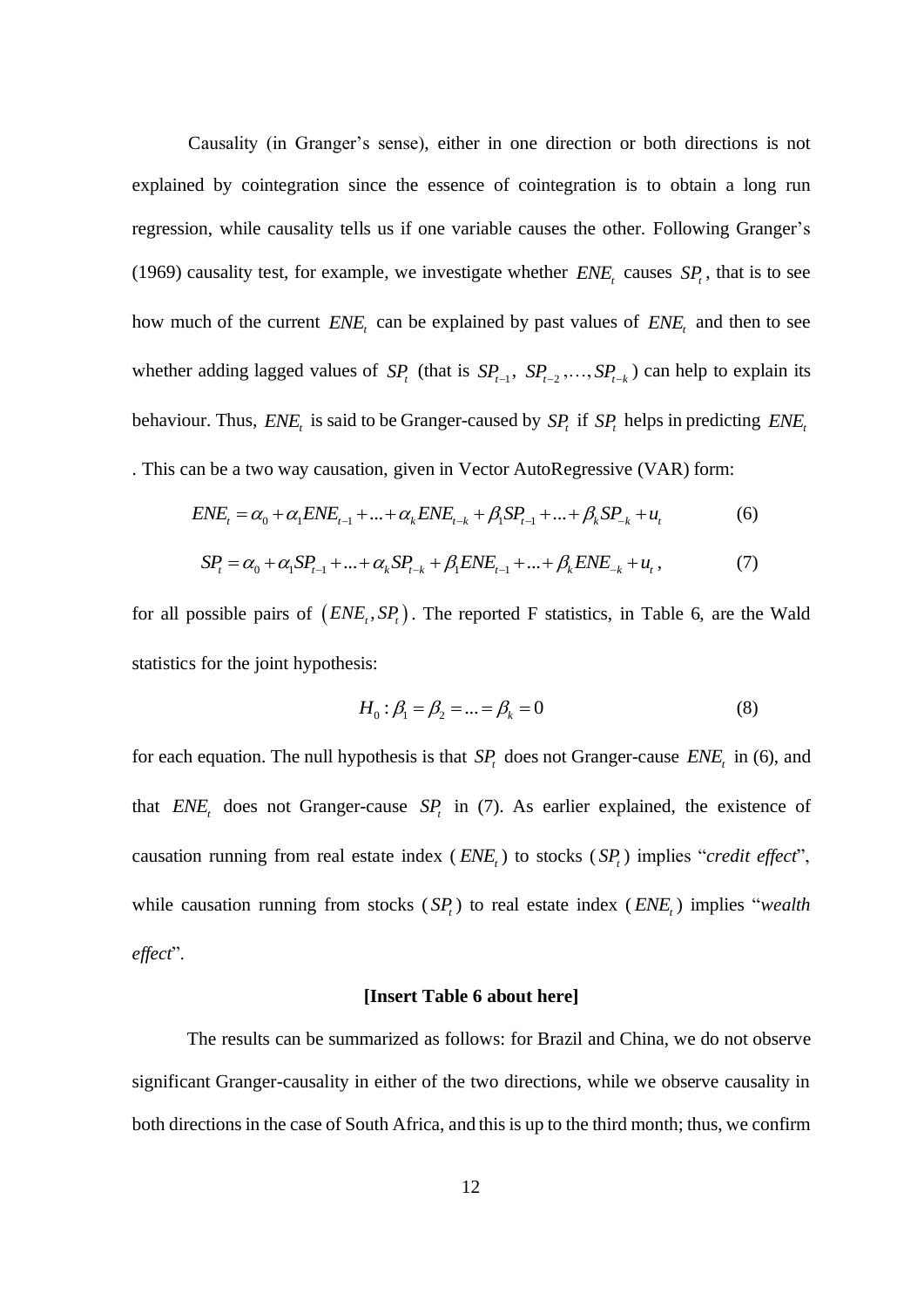Causality (in Granger's sense), either in one direction or both directions is not explained by cointegration since the essence of cointegration is to obtain a long run regression, while causality tells us if one variable causes the other. Following Granger's (1969) causality test, for example, we investigate whether $ENE_t$ causes $SP_t$, that is to see how much of the current $ENE_t$ can be explained by past values of $ENE_t$ and then to see whether adding lagged values of $SP_t$ (that is $SP_{t-1}$, $SP_{t-2}, \ldots, SP_{t-k}$) can help to explain its behaviour. Thus, $ENE_t$ is said to be Granger-caused by $SP_t$ if $SP_t$ helps in predicting $ENE_t$. This can be a two way causation, given in Vector AutoRegressive (VAR) form:

$$ENE_t = \alpha_0 + \alpha_1 ENE_{t-1} + \ldots + \alpha_k ENE_{t-k} + \beta_1 SP_{t-1} + \ldots + \beta_k SP_{-k} + u_t \tag{6}$$

$$SP_t = \alpha_0 + \alpha_1 SP_{t-1} + \ldots + \alpha_k SP_{t-k} + \beta_1 ENE_{t-1} + \ldots + \beta_k ENE_{-k} + u_t, \tag{7}$$

for all possible pairs of $(ENE_t, SP_t)$. The reported F statistics, in Table 6, are the Wald statistics for the joint hypothesis:

$$H_0 : \beta_1 = \beta_2 = \ldots = \beta_k = 0 \tag{8}$$

for each equation. The null hypothesis is that $SP_t$ does not Granger-cause $ENE_t$ in (6), and that $ENE_t$ does not Granger-cause $SP_t$ in (7). As earlier explained, the existence of causation running from real estate index ($ENE_t$) to stocks ($SP_t$) implies "*credit effect*", while causation running from stocks ($SP_t$) to real estate index ($ENE_t$) implies "*wealth effect*".

**[Insert Table 6 about here]**

The results can be summarized as follows: for Brazil and China, we do not observe significant Granger-causality in either of the two directions, while we observe causality in both directions in the case of South Africa, and this is up to the third month; thus, we confirm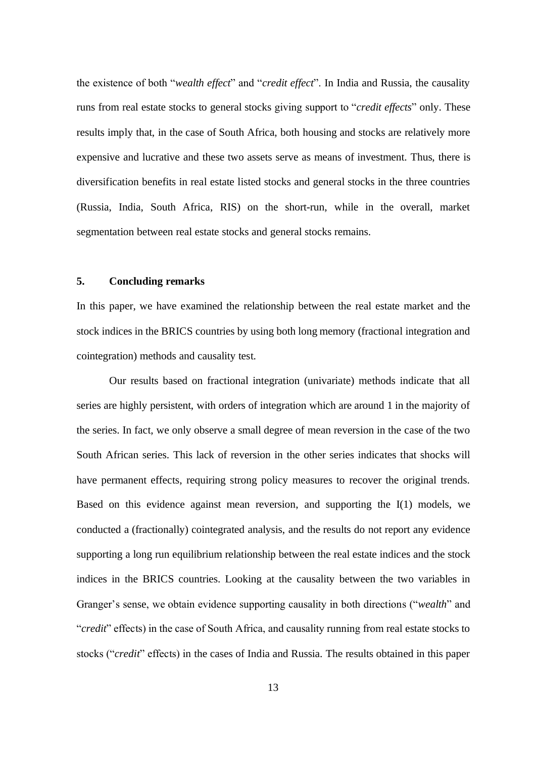the existence of both "*wealth effect*" and "*credit effect*". In India and Russia, the causality runs from real estate stocks to general stocks giving support to "*credit effects*" only. These results imply that, in the case of South Africa, both housing and stocks are relatively more expensive and lucrative and these two assets serve as means of investment. Thus, there is diversification benefits in real estate listed stocks and general stocks in the three countries (Russia, India, South Africa, RIS) on the short-run, while in the overall, market segmentation between real estate stocks and general stocks remains.

## 5. Concluding remarks

In this paper, we have examined the relationship between the real estate market and the stock indices in the BRICS countries by using both long memory (fractional integration and cointegration) methods and causality test.

Our results based on fractional integration (univariate) methods indicate that all series are highly persistent, with orders of integration which are around 1 in the majority of the series. In fact, we only observe a small degree of mean reversion in the case of the two South African series. This lack of reversion in the other series indicates that shocks will have permanent effects, requiring strong policy measures to recover the original trends. Based on this evidence against mean reversion, and supporting the I(1) models, we conducted a (fractionally) cointegrated analysis, and the results do not report any evidence supporting a long run equilibrium relationship between the real estate indices and the stock indices in the BRICS countries. Looking at the causality between the two variables in Granger's sense, we obtain evidence supporting causality in both directions ("*wealth*" and "*credit*" effects) in the case of South Africa, and causality running from real estate stocks to stocks ("*credit*" effects) in the cases of India and Russia. The results obtained in this paper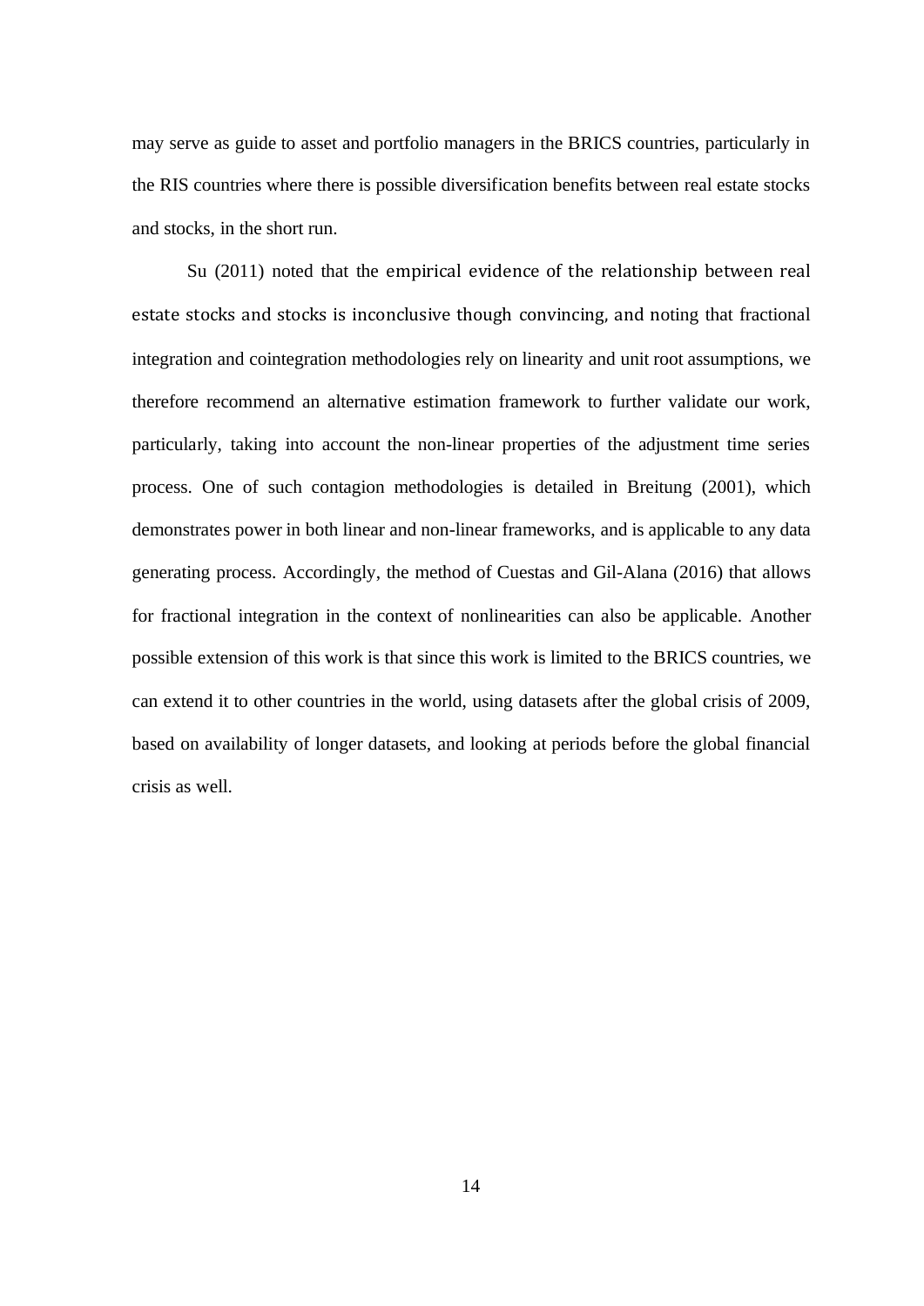may serve as guide to asset and portfolio managers in the BRICS countries, particularly in the RIS countries where there is possible diversification benefits between real estate stocks and stocks, in the short run.

Su (2011) noted that the empirical evidence of the relationship between real estate stocks and stocks is inconclusive though convincing, and noting that fractional integration and cointegration methodologies rely on linearity and unit root assumptions, we therefore recommend an alternative estimation framework to further validate our work, particularly, taking into account the non-linear properties of the adjustment time series process. One of such contagion methodologies is detailed in Breitung (2001), which demonstrates power in both linear and non-linear frameworks, and is applicable to any data generating process. Accordingly, the method of Cuestas and Gil-Alana (2016) that allows for fractional integration in the context of nonlinearities can also be applicable. Another possible extension of this work is that since this work is limited to the BRICS countries, we can extend it to other countries in the world, using datasets after the global crisis of 2009, based on availability of longer datasets, and looking at periods before the global financial crisis as well.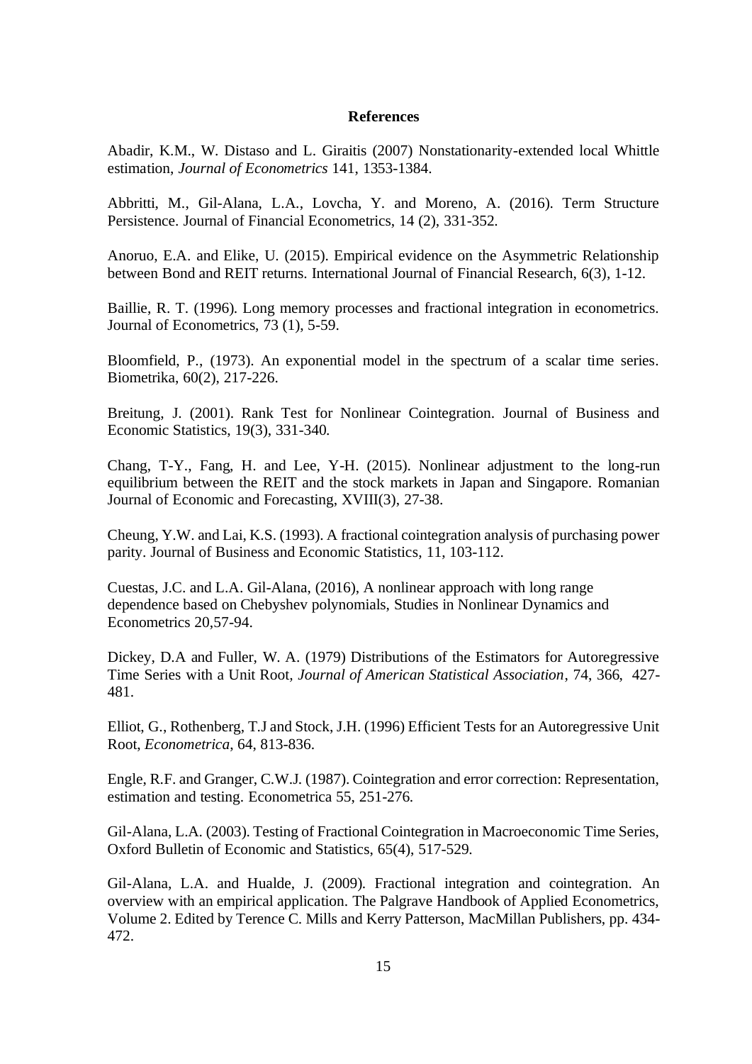**References**

Abadir, K.M., W. Distaso and L. Giraitis (2007) Nonstationarity-extended local Whittle estimation, *Journal of Econometrics* 141, 1353-1384.

Abbritti, M., Gil-Alana, L.A., Lovcha, Y. and Moreno, A. (2016). Term Structure Persistence. Journal of Financial Econometrics, 14 (2), 331-352.

Anoruo, E.A. and Elike, U. (2015). Empirical evidence on the Asymmetric Relationship between Bond and REIT returns. International Journal of Financial Research, 6(3), 1-12.

Baillie, R. T. (1996). Long memory processes and fractional integration in econometrics. Journal of Econometrics, 73 (1), 5-59.

Bloomfield, P., (1973). An exponential model in the spectrum of a scalar time series. Biometrika, 60(2), 217-226.

Breitung, J. (2001). Rank Test for Nonlinear Cointegration. Journal of Business and Economic Statistics, 19(3), 331-340.

Chang, T-Y., Fang, H. and Lee, Y-H. (2015). Nonlinear adjustment to the long-run equilibrium between the REIT and the stock markets in Japan and Singapore. Romanian Journal of Economic and Forecasting, XVIII(3), 27-38.

Cheung, Y.W. and Lai, K.S. (1993). A fractional cointegration analysis of purchasing power parity. Journal of Business and Economic Statistics, 11, 103-112.

Cuestas, J.C. and L.A. Gil-Alana, (2016), A nonlinear approach with long range dependence based on Chebyshev polynomials, Studies in Nonlinear Dynamics and Econometrics 20,57-94.

Dickey, D.A and Fuller, W. A. (1979) Distributions of the Estimators for Autoregressive Time Series with a Unit Root, *Journal of American Statistical Association*, 74, 366, 427-481.

Elliot, G., Rothenberg, T.J and Stock, J.H. (1996) Efficient Tests for an Autoregressive Unit Root, *Econometrica*, 64, 813-836.

Engle, R.F. and Granger, C.W.J. (1987). Cointegration and error correction: Representation, estimation and testing. Econometrica 55, 251-276.

Gil-Alana, L.A. (2003). Testing of Fractional Cointegration in Macroeconomic Time Series, Oxford Bulletin of Economic and Statistics, 65(4), 517-529.

Gil-Alana, L.A. and Hualde, J. (2009). Fractional integration and cointegration. An overview with an empirical application. The Palgrave Handbook of Applied Econometrics, Volume 2. Edited by Terence C. Mills and Kerry Patterson, MacMillan Publishers, pp. 434-472.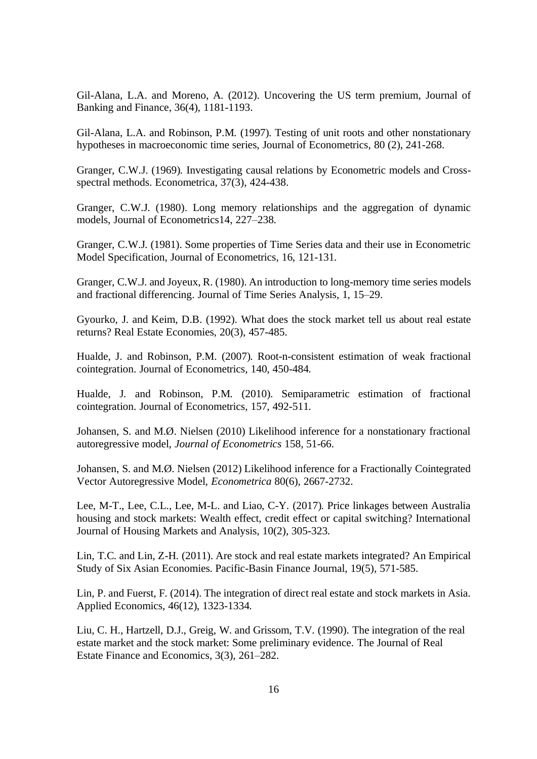Gil-Alana, L.A. and Moreno, A. (2012). Uncovering the US term premium, Journal of Banking and Finance, 36(4), 1181-1193.

Gil-Alana, L.A. and Robinson, P.M. (1997). Testing of unit roots and other nonstationary hypotheses in macroeconomic time series, Journal of Econometrics, 80 (2), 241-268.

Granger, C.W.J. (1969). Investigating causal relations by Econometric models and Cross-spectral methods. Econometrica, 37(3), 424-438.

Granger, C.W.J. (1980). Long memory relationships and the aggregation of dynamic models, Journal of Econometrics14, 227–238.

Granger, C.W.J. (1981). Some properties of Time Series data and their use in Econometric Model Specification, Journal of Econometrics, 16, 121-131.

Granger, C.W.J. and Joyeux, R. (1980). An introduction to long-memory time series models and fractional differencing. Journal of Time Series Analysis, 1, 15–29.

Gyourko, J. and Keim, D.B. (1992). What does the stock market tell us about real estate returns? Real Estate Economies, 20(3), 457-485.

Hualde, J. and Robinson, P.M. (2007). Root-n-consistent estimation of weak fractional cointegration. Journal of Econometrics, 140, 450-484.

Hualde, J. and Robinson, P.M. (2010). Semiparametric estimation of fractional cointegration. Journal of Econometrics, 157, 492-511.

Johansen, S. and M.Ø. Nielsen (2010) Likelihood inference for a nonstationary fractional autoregressive model, *Journal of Econometrics* 158, 51-66.

Johansen, S. and M.Ø. Nielsen (2012) Likelihood inference for a Fractionally Cointegrated Vector Autoregressive Model, *Econometrica* 80(6), 2667-2732.

Lee, M-T., Lee, C.L., Lee, M-L. and Liao, C-Y. (2017). Price linkages between Australia housing and stock markets: Wealth effect, credit effect or capital switching? International Journal of Housing Markets and Analysis, 10(2), 305-323.

Lin, T.C. and Lin, Z-H. (2011). Are stock and real estate markets integrated? An Empirical Study of Six Asian Economies. Pacific-Basin Finance Journal, 19(5), 571-585.

Lin, P. and Fuerst, F. (2014). The integration of direct real estate and stock markets in Asia. Applied Economics, 46(12), 1323-1334.

Liu, C. H., Hartzell, D.J., Greig, W. and Grissom, T.V. (1990). The integration of the real estate market and the stock market: Some preliminary evidence. The Journal of Real Estate Finance and Economics, 3(3), 261–282.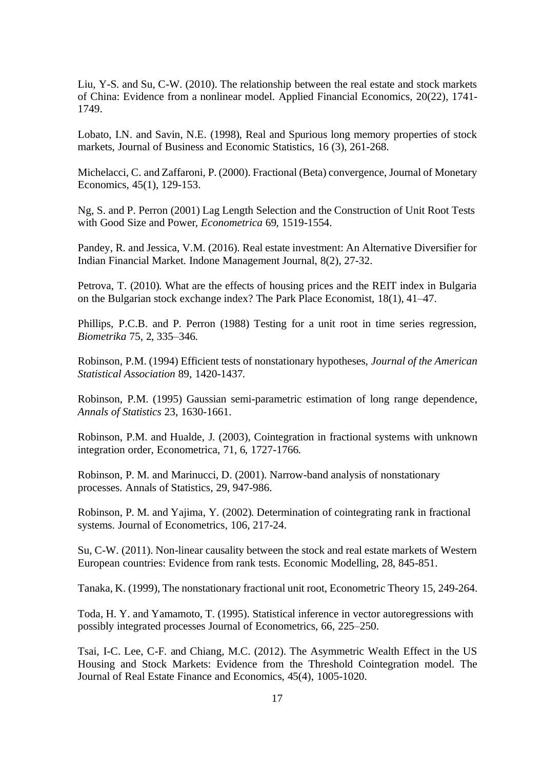Liu, Y-S. and Su, C-W. (2010). The relationship between the real estate and stock markets of China: Evidence from a nonlinear model. Applied Financial Economics, 20(22), 1741-1749.

Lobato, I.N. and Savin, N.E. (1998), Real and Spurious long memory properties of stock markets, Journal of Business and Economic Statistics, 16 (3), 261-268.

Michelacci, C. and Zaffaroni, P. (2000). Fractional (Beta) convergence, Journal of Monetary Economics, 45(1), 129-153.

Ng, S. and P. Perron (2001) Lag Length Selection and the Construction of Unit Root Tests with Good Size and Power, *Econometrica* 69, 1519-1554.

Pandey, R. and Jessica, V.M. (2016). Real estate investment: An Alternative Diversifier for Indian Financial Market. Indone Management Journal, 8(2), 27-32.

Petrova, T. (2010). What are the effects of housing prices and the REIT index in Bulgaria on the Bulgarian stock exchange index? The Park Place Economist, 18(1), 41–47.

Phillips, P.C.B. and P. Perron (1988) Testing for a unit root in time series regression, *Biometrika* 75, 2, 335–346.

Robinson, P.M. (1994) Efficient tests of nonstationary hypotheses, *Journal of the American Statistical Association* 89, 1420-1437.

Robinson, P.M. (1995) Gaussian semi-parametric estimation of long range dependence, *Annals of Statistics* 23, 1630-1661.

Robinson, P.M. and Hualde, J. (2003), Cointegration in fractional systems with unknown integration order, Econometrica, 71, 6, 1727-1766.

Robinson, P. M. and Marinucci, D. (2001). Narrow-band analysis of nonstationary processes. Annals of Statistics, 29, 947-986.

Robinson, P. M. and Yajima, Y. (2002). Determination of cointegrating rank in fractional systems. Journal of Econometrics, 106, 217-24.

Su, C-W. (2011). Non-linear causality between the stock and real estate markets of Western European countries: Evidence from rank tests. Economic Modelling, 28, 845-851.

Tanaka, K. (1999), The nonstationary fractional unit root, Econometric Theory 15, 249-264.

Toda, H. Y. and Yamamoto, T. (1995). Statistical inference in vector autoregressions with possibly integrated processes Journal of Econometrics, 66, 225–250.

Tsai, I-C. Lee, C-F. and Chiang, M.C. (2012). The Asymmetric Wealth Effect in the US Housing and Stock Markets: Evidence from the Threshold Cointegration model. The Journal of Real Estate Finance and Economics, 45(4), 1005-1020.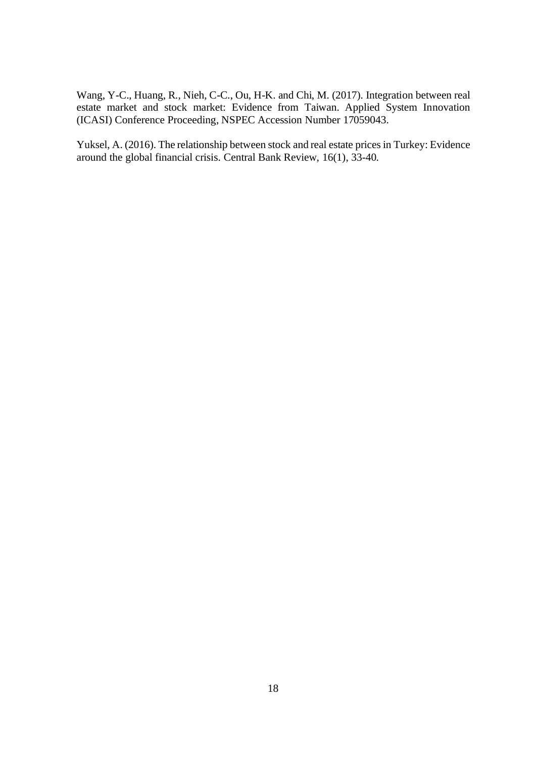Wang, Y-C., Huang, R., Nieh, C-C., Ou, H-K. and Chi, M. (2017). Integration between real estate market and stock market: Evidence from Taiwan. Applied System Innovation (ICASI) Conference Proceeding, NSPEC Accession Number 17059043.

Yuksel, A. (2016). The relationship between stock and real estate prices in Turkey: Evidence around the global financial crisis. Central Bank Review, 16(1), 33-40.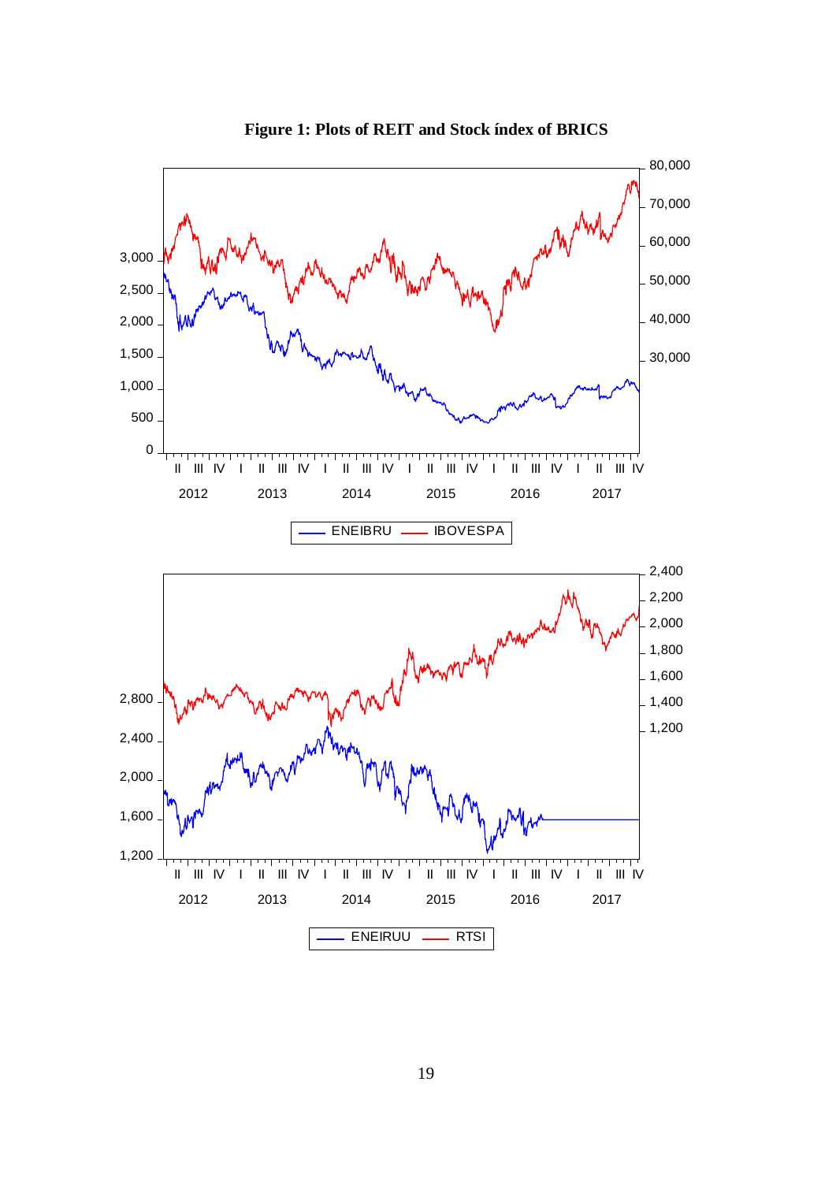**Figure 1: Plots of REIT and Stock índex of BRICS**

80,000
70,000
60,000
50,000
40,000
30,000

3,000
2,500
2,000
1,500
1,000
500
0

II III IV I II III IV I II III IV I II III IV I II III IV I II III IV

2012 2013 2014 2015 2016 2017

ENEIBRU IBOVESPA

2,400
2,200
2,000
1,800
1,600
1,400
1,200

2,800
2,400
2,000
1,600
1,200

II III IV I II III IV I II III IV I II III IV I II III IV I II III IV

2012 2013 2014 2015 2016 2017

ENEIRUU RTSI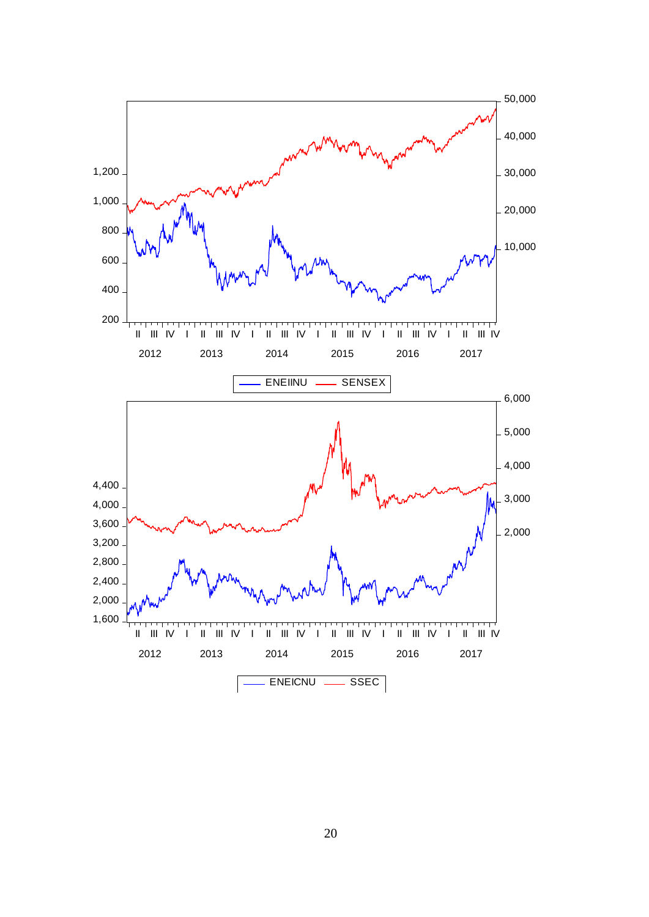1,200
1,000
800
600
400
200

50,000
40,000
30,000
20,000
10,000

II III IV I II III IV I II III IV I II III IV I II III IV I II III IV

2012 2013 2014 2015 2016 2017

ENEIINU SENSEX

4,400
4,000
3,600
3,200
2,800
2,400
2,000
1,600

6,000
5,000
4,000
3,000
2,000

II III IV I II III IV I II III IV I II III IV I II III IV I II III IV

2012 2013 2014 2015 2016 2017

ENEICNU SSEC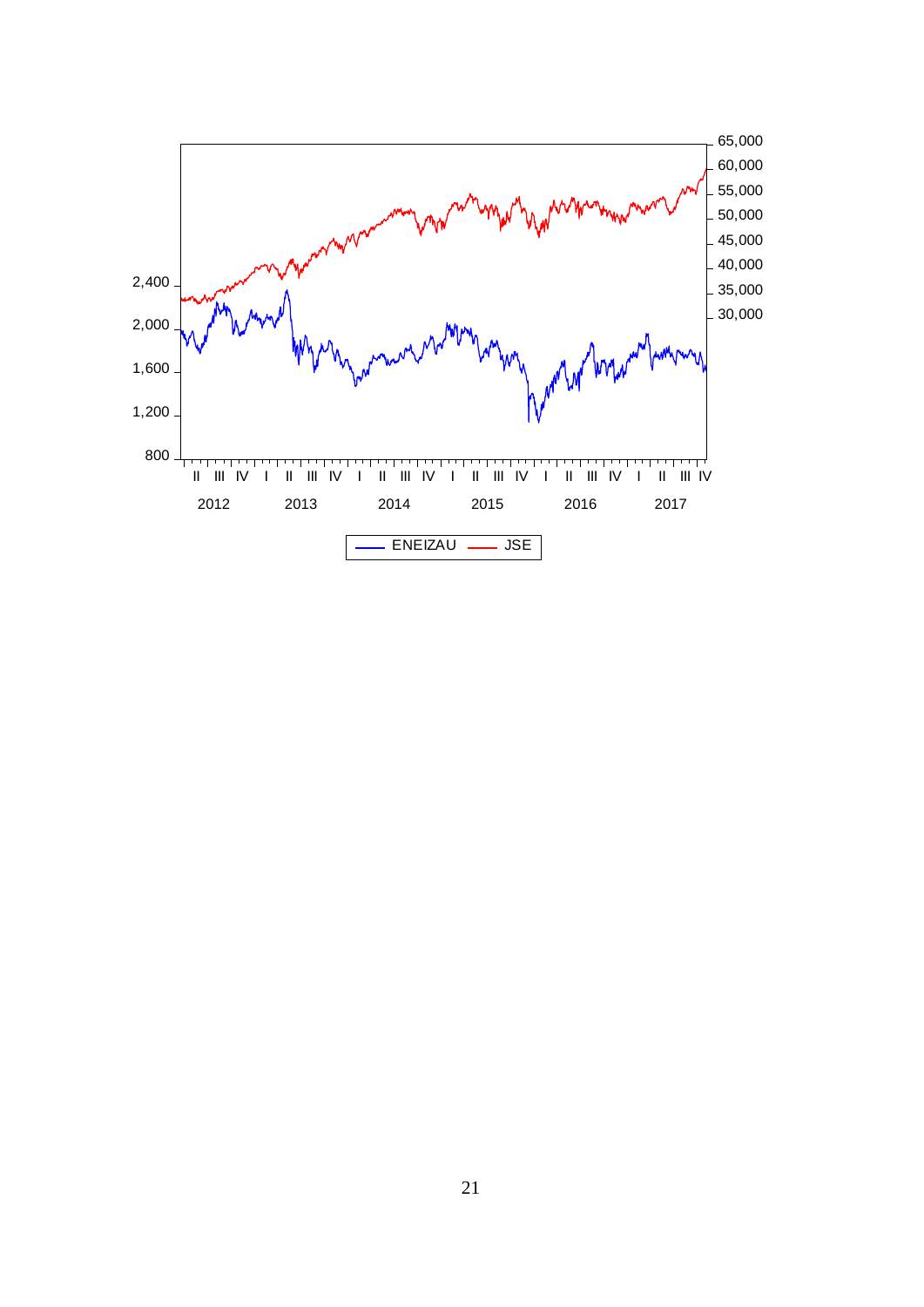65,000
60,000
55,000
50,000
45,000
40,000
35,000
30,000

2,400
2,000
1,600
1,200
800

II III IV I II III IV I II III IV I II III IV I II III IV I II III IV

2012 2013 2014 2015 2016 2017

ENEIZAU JSE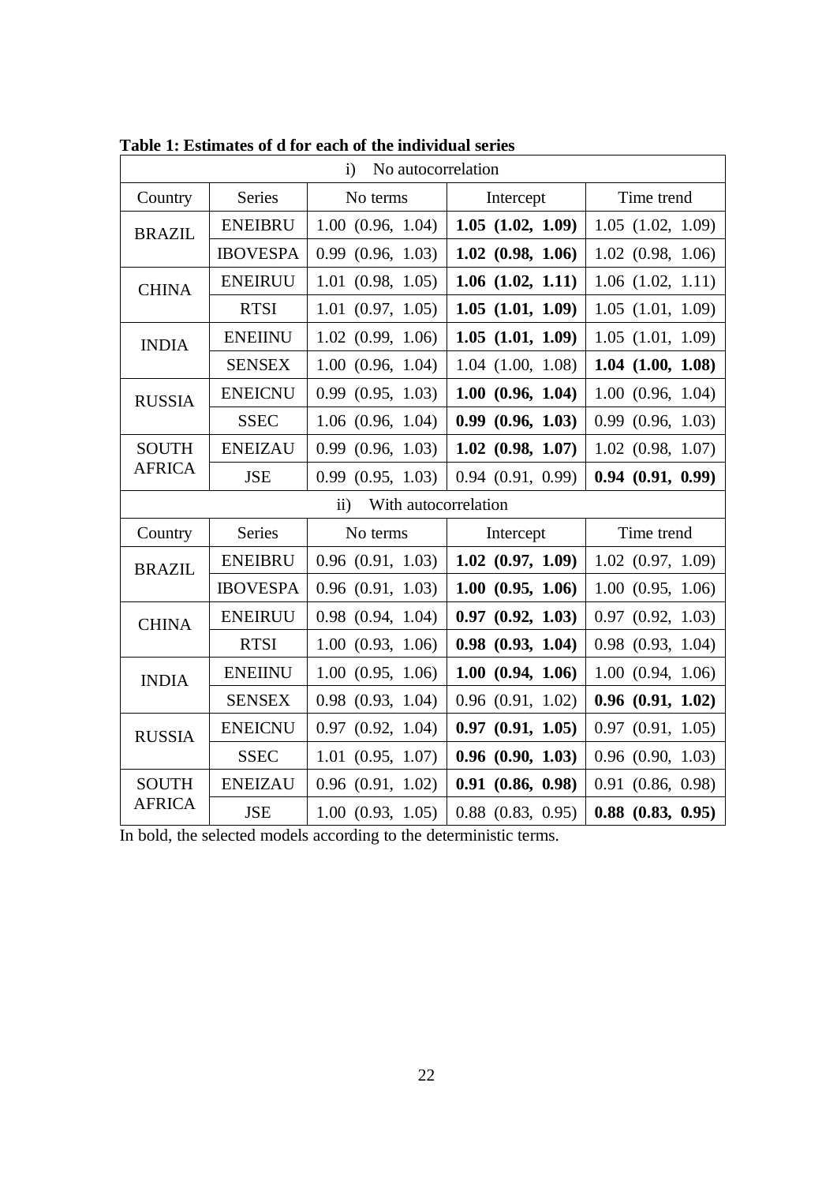**Table 1: Estimates of d for each of the individual series**

| Country | Series | No terms | Intercept | Time trend |
|---|---|---|---|---|
| i) No autocorrelation | | | | |
| BRAZIL | ENEIBRU | 1.00 (0.96, 1.04) | **1.05 (1.02, 1.09)** | 1.05 (1.02, 1.09) |
| | IBOVESPA | 0.99 (0.96, 1.03) | **1.02 (0.98, 1.06)** | 1.02 (0.98, 1.06) |
| CHINA | ENEIRUU | 1.01 (0.98, 1.05) | **1.06 (1.02, 1.11)** | 1.06 (1.02, 1.11) |
| | RTSI | 1.01 (0.97, 1.05) | **1.05 (1.01, 1.09)** | 1.05 (1.01, 1.09) |
| INDIA | ENEIINU | 1.02 (0.99, 1.06) | **1.05 (1.01, 1.09)** | 1.05 (1.01, 1.09) |
| | SENSEX | 1.00 (0.96, 1.04) | 1.04 (1.00, 1.08) | **1.04 (1.00, 1.08)** |
| RUSSIA | ENEICNU | 0.99 (0.95, 1.03) | **1.00 (0.96, 1.04)** | 1.00 (0.96, 1.04) |
| | SSEC | 1.06 (0.96, 1.04) | **0.99 (0.96, 1.03)** | 0.99 (0.96, 1.03) |
| SOUTH AFRICA | ENEIZAU | 0.99 (0.96, 1.03) | **1.02 (0.98, 1.07)** | 1.02 (0.98, 1.07) |
| | JSE | 0.99 (0.95, 1.03) | 0.94 (0.91, 0.99) | **0.94 (0.91, 0.99)** |
| ii) With autocorrelation | | | | |
| Country | Series | No terms | Intercept | Time trend |
| BRAZIL | ENEIBRU | 0.96 (0.91, 1.03) | **1.02 (0.97, 1.09)** | 1.02 (0.97, 1.09) |
| | IBOVESPA | 0.96 (0.91, 1.03) | **1.00 (0.95, 1.06)** | 1.00 (0.95, 1.06) |
| CHINA | ENEIRUU | 0.98 (0.94, 1.04) | **0.97 (0.92, 1.03)** | 0.97 (0.92, 1.03) |
| | RTSI | 1.00 (0.93, 1.06) | **0.98 (0.93, 1.04)** | 0.98 (0.93, 1.04) |
| INDIA | ENEIINU | 1.00 (0.95, 1.06) | **1.00 (0.94, 1.06)** | 1.00 (0.94, 1.06) |
| | SENSEX | 0.98 (0.93, 1.04) | 0.96 (0.91, 1.02) | **0.96 (0.91, 1.02)** |
| RUSSIA | ENEICNU | 0.97 (0.92, 1.04) | **0.97 (0.91, 1.05)** | 0.97 (0.91, 1.05) |
| | SSEC | 1.01 (0.95, 1.07) | **0.96 (0.90, 1.03)** | 0.96 (0.90, 1.03) |
| SOUTH AFRICA | ENEIZAU | 0.96 (0.91, 1.02) | **0.91 (0.86, 0.98)** | 0.91 (0.86, 0.98) |
| | JSE | 1.00 (0.93, 1.05) | 0.88 (0.83, 0.95) | **0.88 (0.83, 0.95)** |

In bold, the selected models according to the deterministic terms.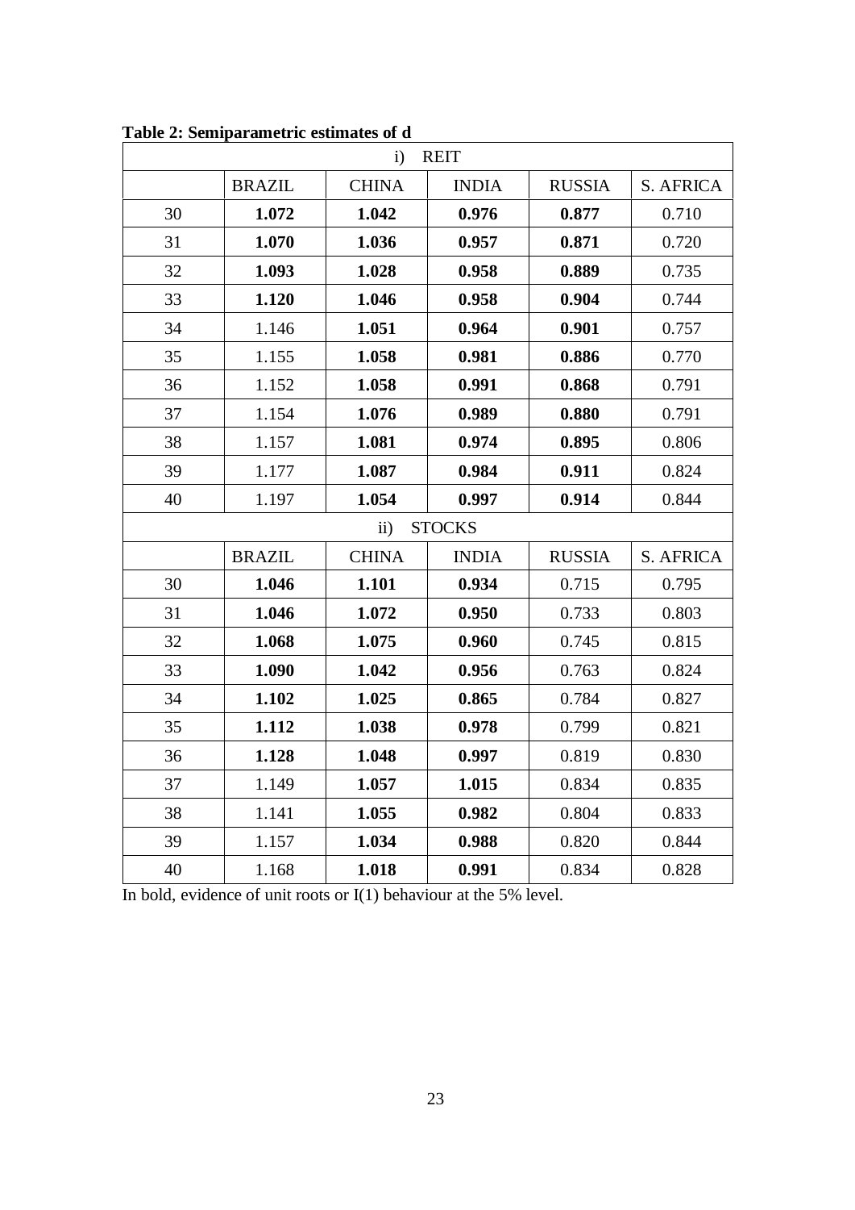**Table 2: Semiparametric estimates of d**

| i) REIT | | | | | |
|---|---|---|---|---|---|
| | BRAZIL | CHINA | INDIA | RUSSIA | S. AFRICA |
| 30 | **1.072** | **1.042** | **0.976** | **0.877** | 0.710 |
| 31 | **1.070** | **1.036** | **0.957** | **0.871** | 0.720 |
| 32 | **1.093** | **1.028** | **0.958** | **0.889** | 0.735 |
| 33 | **1.120** | **1.046** | **0.958** | **0.904** | 0.744 |
| 34 | 1.146 | **1.051** | **0.964** | **0.901** | 0.757 |
| 35 | 1.155 | **1.058** | **0.981** | **0.886** | 0.770 |
| 36 | 1.152 | **1.058** | **0.991** | **0.868** | 0.791 |
| 37 | 1.154 | **1.076** | **0.989** | **0.880** | 0.791 |
| 38 | 1.157 | **1.081** | **0.974** | **0.895** | 0.806 |
| 39 | 1.177 | **1.087** | **0.984** | **0.911** | 0.824 |
| 40 | 1.197 | **1.054** | **0.997** | **0.914** | 0.844 |
| ii) STOCKS | | | | | |
| | BRAZIL | CHINA | INDIA | RUSSIA | S. AFRICA |
| 30 | **1.046** | **1.101** | **0.934** | 0.715 | 0.795 |
| 31 | **1.046** | **1.072** | **0.950** | 0.733 | 0.803 |
| 32 | **1.068** | **1.075** | **0.960** | 0.745 | 0.815 |
| 33 | **1.090** | **1.042** | **0.956** | 0.763 | 0.824 |
| 34 | **1.102** | **1.025** | **0.865** | 0.784 | 0.827 |
| 35 | **1.112** | **1.038** | **0.978** | 0.799 | 0.821 |
| 36 | **1.128** | **1.048** | **0.997** | 0.819 | 0.830 |
| 37 | 1.149 | **1.057** | **1.015** | 0.834 | 0.835 |
| 38 | 1.141 | **1.055** | **0.982** | 0.804 | 0.833 |
| 39 | 1.157 | **1.034** | **0.988** | 0.820 | 0.844 |
| 40 | 1.168 | **1.018** | **0.991** | 0.834 | 0.828 |

In bold, evidence of unit roots or I(1) behaviour at the 5% level.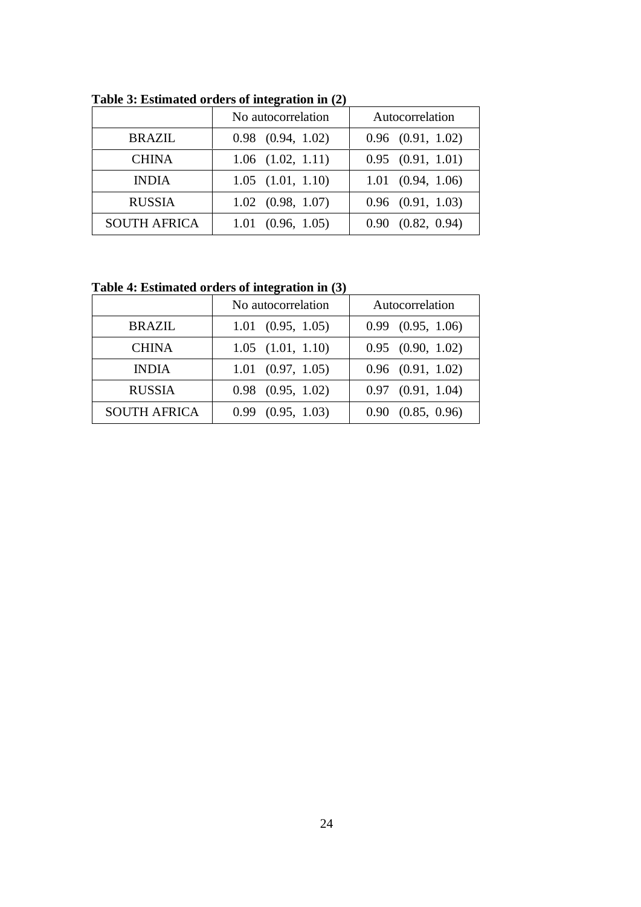**Table 3: Estimated orders of integration in (2)**

| | No autocorrelation | Autocorrelation |
|---|---|---|
| BRAZIL | 0.98 (0.94, 1.02) | 0.96 (0.91, 1.02) |
| CHINA | 1.06 (1.02, 1.11) | 0.95 (0.91, 1.01) |
| INDIA | 1.05 (1.01, 1.10) | 1.01 (0.94, 1.06) |
| RUSSIA | 1.02 (0.98, 1.07) | 0.96 (0.91, 1.03) |
| SOUTH AFRICA | 1.01 (0.96, 1.05) | 0.90 (0.82, 0.94) |

**Table 4: Estimated orders of integration in (3)**

| | No autocorrelation | Autocorrelation |
|---|---|---|
| BRAZIL | 1.01 (0.95, 1.05) | 0.99 (0.95, 1.06) |
| CHINA | 1.05 (1.01, 1.10) | 0.95 (0.90, 1.02) |
| INDIA | 1.01 (0.97, 1.05) | 0.96 (0.91, 1.02) |
| RUSSIA | 0.98 (0.95, 1.02) | 0.97 (0.91, 1.04) |
| SOUTH AFRICA | 0.99 (0.95, 1.03) | 0.90 (0.85, 0.96) |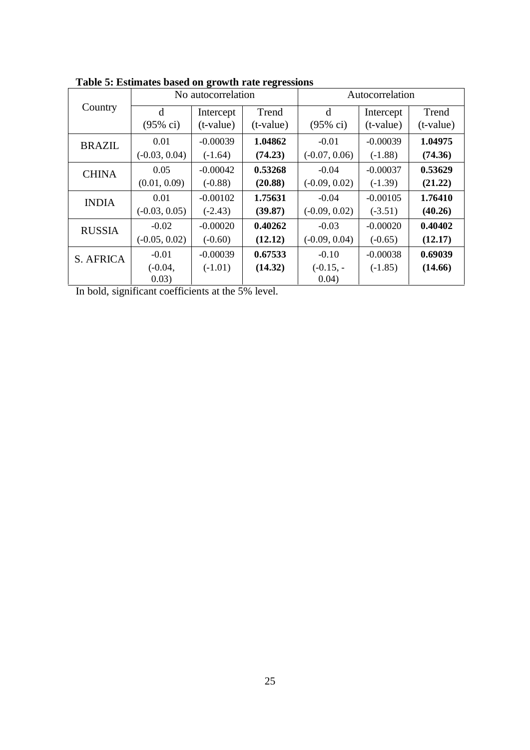**Table 5: Estimates based on growth rate regressions**

| Country | No autocorrelation | | | Autocorrelation | | |
|---|---|---|---|---|---|---|
| | d (95% ci) | Intercept (t-value) | Trend (t-value) | d (95% ci) | Intercept (t-value) | Trend (t-value) |
| BRAZIL | 0.01 (-0.03, 0.04) | -0.00039 (-1.64) | **1.04862 (74.23)** | -0.01 (-0.07, 0.06) | -0.00039 (-1.88) | **1.04975 (74.36)** |
| CHINA | 0.05 (0.01, 0.09) | -0.00042 (-0.88) | **0.53268 (20.88)** | -0.04 (-0.09, 0.02) | -0.00037 (-1.39) | **0.53629 (21.22)** |
| INDIA | 0.01 (-0.03, 0.05) | -0.00102 (-2.43) | **1.75631 (39.87)** | -0.04 (-0.09, 0.02) | -0.00105 (-3.51) | **1.76410 (40.26)** |
| RUSSIA | -0.02 (-0.05, 0.02) | -0.00020 (-0.60) | **0.40262 (12.12)** | -0.03 (-0.09, 0.04) | -0.00020 (-0.65) | **0.40402 (12.17)** |
| S. AFRICA | -0.01 (-0.04, 0.03) | -0.00039 (-1.01) | **0.67533 (14.32)** | -0.10 (-0.15, -0.04) | -0.00038 (-1.85) | **0.69039 (14.66)** |

In bold, significant coefficients at the 5% level.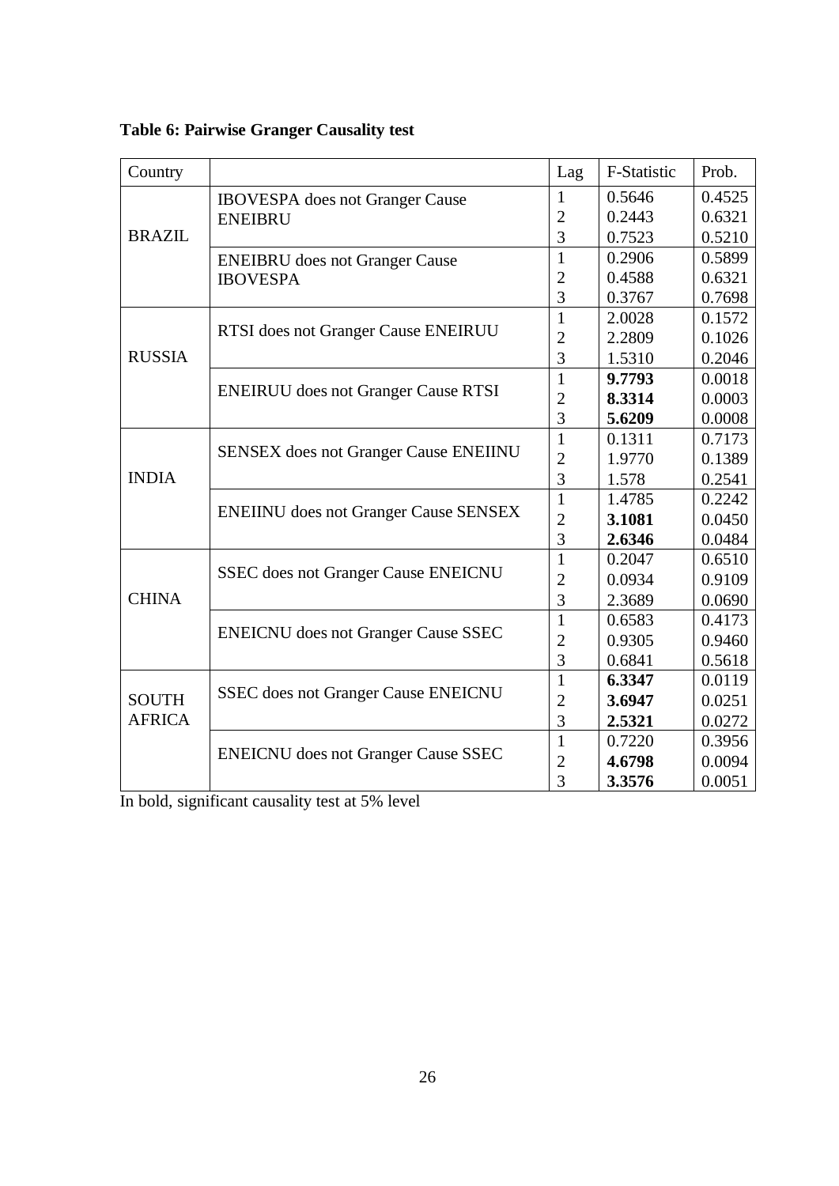**Table 6: Pairwise Granger Causality test**

| Country | | Lag | F-Statistic | Prob. |
|---|---|---|---|---|
| BRAZIL | IBOVESPA does not Granger Cause ENEIBRU | 1 | 0.5646 | 0.4525 |
| | | 2 | 0.2443 | 0.6321 |
| | | 3 | 0.7523 | 0.5210 |
| | ENEIBRU does not Granger Cause IBOVESPA | 1 | 0.2906 | 0.5899 |
| | | 2 | 0.4588 | 0.6321 |
| | | 3 | 0.3767 | 0.7698 |
| RUSSIA | RTSI does not Granger Cause ENEIRUU | 1 | 2.0028 | 0.1572 |
| | | 2 | 2.2809 | 0.1026 |
| | | 3 | 1.5310 | 0.2046 |
| | ENEIRUU does not Granger Cause RTSI | 1 | **9.7793** | 0.0018 |
| | | 2 | **8.3314** | 0.0003 |
| | | 3 | **5.6209** | 0.0008 |
| INDIA | SENSEX does not Granger Cause ENEIINU | 1 | 0.1311 | 0.7173 |
| | | 2 | 1.9770 | 0.1389 |
| | | 3 | 1.578 | 0.2541 |
| | ENEIINU does not Granger Cause SENSEX | 1 | 1.4785 | 0.2242 |
| | | 2 | **3.1081** | 0.0450 |
| | | 3 | **2.6346** | 0.0484 |
| CHINA | SSEC does not Granger Cause ENEICNU | 1 | 0.2047 | 0.6510 |
| | | 2 | 0.0934 | 0.9109 |
| | | 3 | 2.3689 | 0.0690 |
| | ENEICNU does not Granger Cause SSEC | 1 | 0.6583 | 0.4173 |
| | | 2 | 0.9305 | 0.9460 |
| | | 3 | 0.6841 | 0.5618 |
| SOUTH AFRICA | SSEC does not Granger Cause ENEICNU | 1 | **6.3347** | 0.0119 |
| | | 2 | **3.6947** | 0.0251 |
| | | 3 | **2.5321** | 0.0272 |
| | ENEICNU does not Granger Cause SSEC | 1 | 0.7220 | 0.3956 |
| | | 2 | **4.6798** | 0.0094 |
| | | 3 | **3.3576** | 0.0051 |

In bold, significant causality test at 5% level